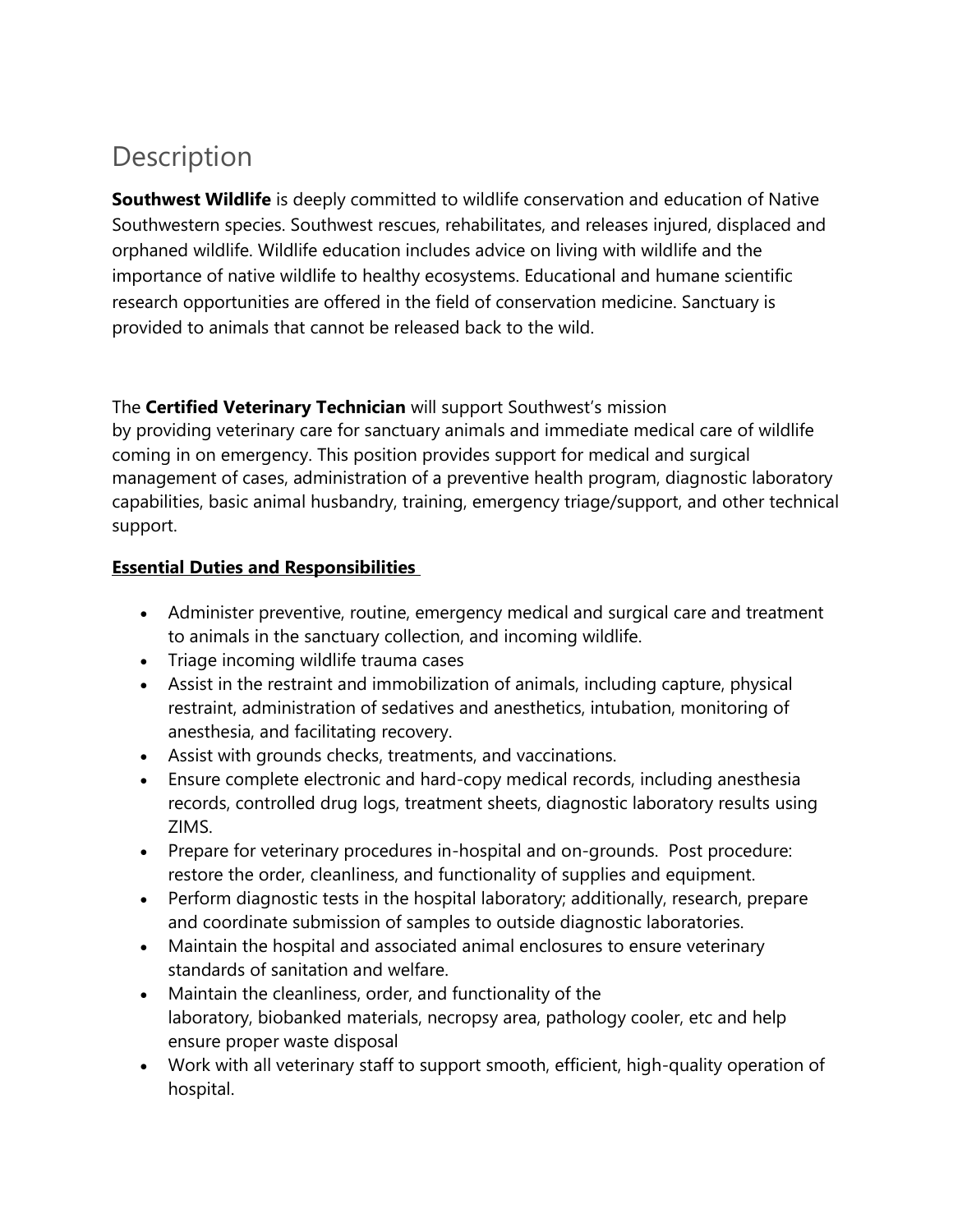# Description

**Southwest Wildlife** is deeply committed to wildlife conservation and education of Native Southwestern species. Southwest rescues, rehabilitates, and releases injured, displaced and orphaned wildlife. Wildlife education includes advice on living with wildlife and the importance of native wildlife to healthy ecosystems. Educational and humane scientific research opportunities are offered in the field of conservation medicine. Sanctuary is provided to animals that cannot be released back to the wild.

The **Certified Veterinary Technician** will support Southwest's mission by providing veterinary care for sanctuary animals and immediate medical care of wildlife coming in on emergency. This position provides support for medical and surgical management of cases, administration of a preventive health program, diagnostic laboratory capabilities, basic animal husbandry, training, emergency triage/support, and other technical support.

**Essential Duties and Responsibilities**

- Administer preventive, routine, emergency medical and surgical care and treatment to animals in the sanctuary collection, and incoming wildlife.
- Triage incoming wildlife trauma cases
- Assist in the restraint and immobilization of animals, including capture, physical restraint, administration of sedatives and anesthetics, intubation, monitoring of anesthesia, and facilitating recovery.
- Assist with grounds checks, treatments, and vaccinations.
- Ensure complete electronic and hard-copy medical records, including anesthesia records, controlled drug logs, treatment sheets, diagnostic laboratory results using ZIMS.
- Prepare for veterinary procedures in-hospital and on-grounds. Post procedure: restore the order, cleanliness, and functionality of supplies and equipment.
- Perform diagnostic tests in the hospital laboratory; additionally, research, prepare and coordinate submission of samples to outside diagnostic laboratories.
- Maintain the hospital and associated animal enclosures to ensure veterinary standards of sanitation and welfare.
- Maintain the cleanliness, order, and functionality of the laboratory, biobanked materials, necropsy area, pathology cooler, etc and help ensure proper waste disposal
- Work with all veterinary staff to support smooth, efficient, high-quality operation of hospital.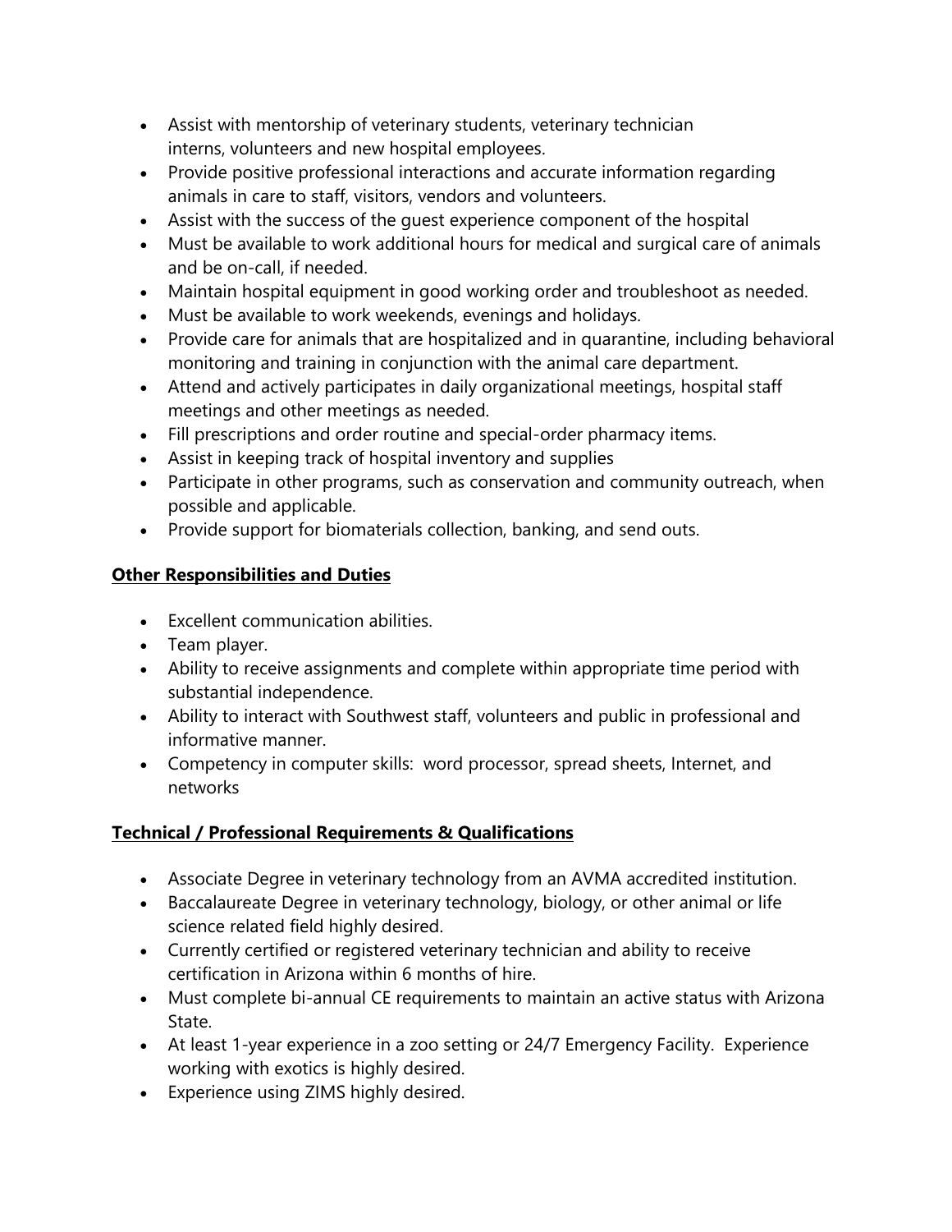- Assist with mentorship of veterinary students, veterinary technician interns, volunteers and new hospital employees.
- Provide positive professional interactions and accurate information regarding animals in care to staff, visitors, vendors and volunteers.
- Assist with the success of the guest experience component of the hospital
- Must be available to work additional hours for medical and surgical care of animals and be on-call, if needed.
- Maintain hospital equipment in good working order and troubleshoot as needed.
- Must be available to work weekends, evenings and holidays.
- Provide care for animals that are hospitalized and in quarantine, including behavioral monitoring and training in conjunction with the animal care department.
- Attend and actively participates in daily organizational meetings, hospital staff meetings and other meetings as needed.
- Fill prescriptions and order routine and special-order pharmacy items.
- Assist in keeping track of hospital inventory and supplies
- Participate in other programs, such as conservation and community outreach, when possible and applicable.
- Provide support for biomaterials collection, banking, and send outs.

**Other Responsibilities and Duties**

- Excellent communication abilities.
- Team player.
- Ability to receive assignments and complete within appropriate time period with substantial independence.
- Ability to interact with Southwest staff, volunteers and public in professional and informative manner.
- Competency in computer skills: word processor, spread sheets, Internet, and networks

**Technical / Professional Requirements & Qualifications**

- Associate Degree in veterinary technology from an AVMA accredited institution.
- Baccalaureate Degree in veterinary technology, biology, or other animal or life science related field highly desired.
- Currently certified or registered veterinary technician and ability to receive certification in Arizona within 6 months of hire.
- Must complete bi-annual CE requirements to maintain an active status with Arizona State.
- At least 1-year experience in a zoo setting or 24/7 Emergency Facility. Experience working with exotics is highly desired.
- Experience using ZIMS highly desired.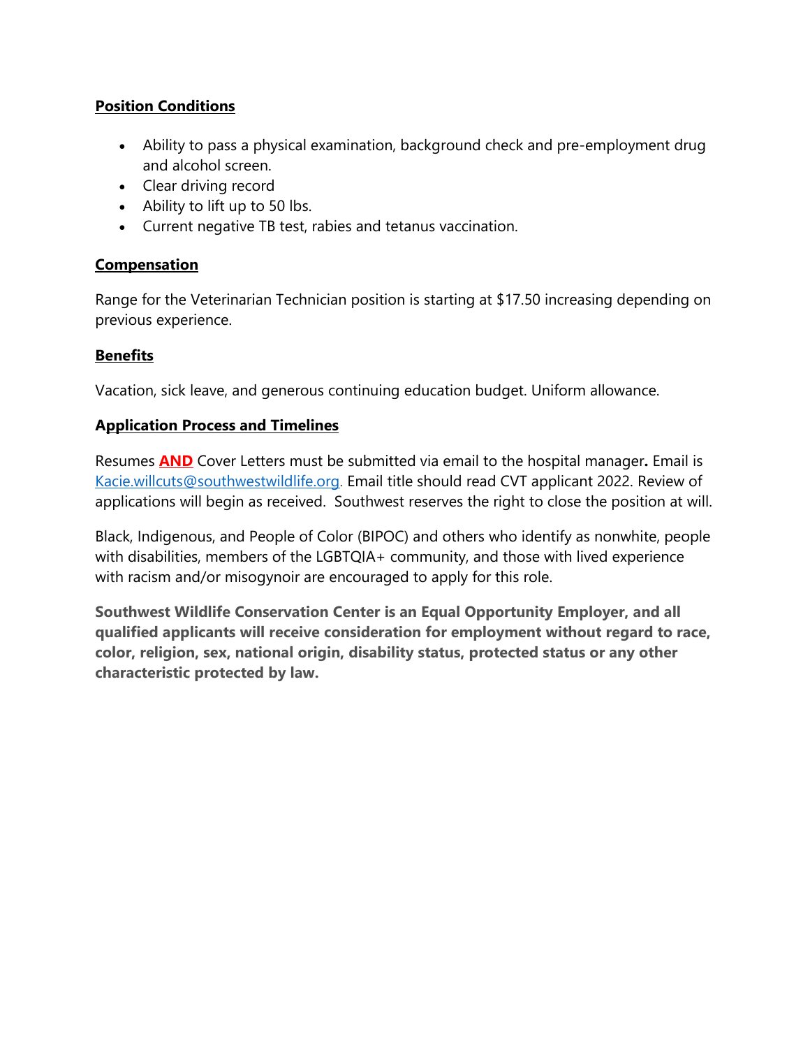## **Position Conditions**

- Ability to pass a physical examination, background check and pre-employment drug and alcohol screen.
- Clear driving record
- Ability to lift up to 50 lbs.
- Current negative TB test, rabies and tetanus vaccination.

## **Compensation**

Range for the Veterinarian Technician position is starting at $17.50 increasing depending on previous experience.

## **Benefits**

Vacation, sick leave, and generous continuing education budget. Uniform allowance.

## **Application Process and Timelines**

Resumes **AND** Cover Letters must be submitted via email to the hospital manager**.** Email is Kacie.willcuts@southwestwildlife.org. Email title should read CVT applicant 2022. Review of applications will begin as received. Southwest reserves the right to close the position at will.

Black, Indigenous, and People of Color (BIPOC) and others who identify as nonwhite, people with disabilities, members of the LGBTQIA+ community, and those with lived experience with racism and/or misogynoir are encouraged to apply for this role.

**Southwest Wildlife Conservation Center is an Equal Opportunity Employer, and all qualified applicants will receive consideration for employment without regard to race, color, religion, sex, national origin, disability status, protected status or any other characteristic protected by law.**